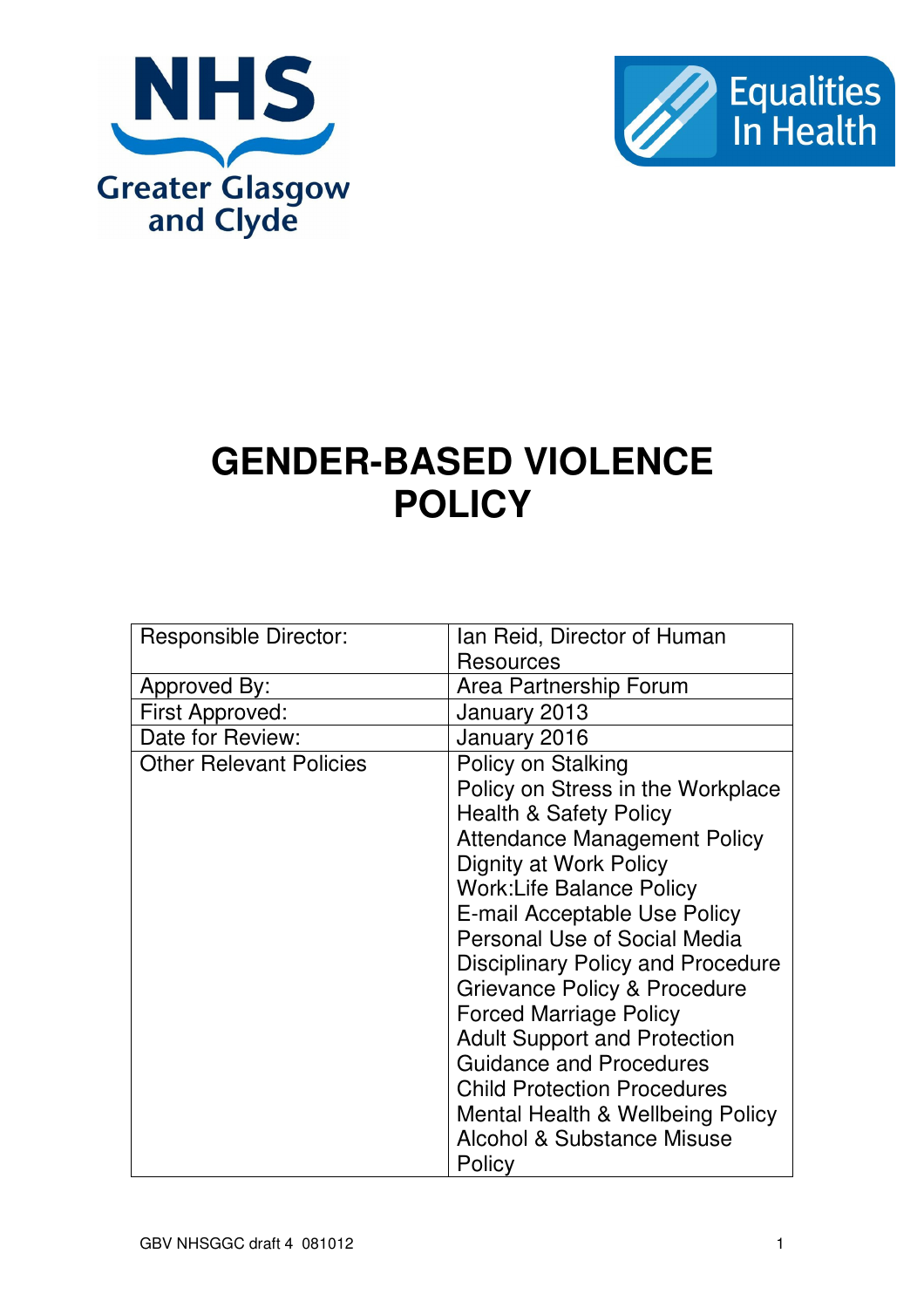NHS Greater Glasgow and Clyde

Equalities In Health

# GENDER-BASED VIOLENCE POLICY

| Responsible Director: | Ian Reid, Director of Human Resources |
|---|---|
| Approved By: | Area Partnership Forum |
| First Approved: | January 2013 |
| Date for Review: | January 2016 |
| Other Relevant Policies | Policy on Stalking<br>Policy on Stress in the Workplace<br>Health & Safety Policy<br>Attendance Management Policy<br>Dignity at Work Policy<br>Work:Life Balance Policy<br>E-mail Acceptable Use Policy<br>Personal Use of Social Media<br>Disciplinary Policy and Procedure<br>Grievance Policy & Procedure<br>Forced Marriage Policy<br>Adult Support and Protection Guidance and Procedures<br>Child Protection Procedures<br>Mental Health & Wellbeing Policy<br>Alcohol & Substance Misuse Policy |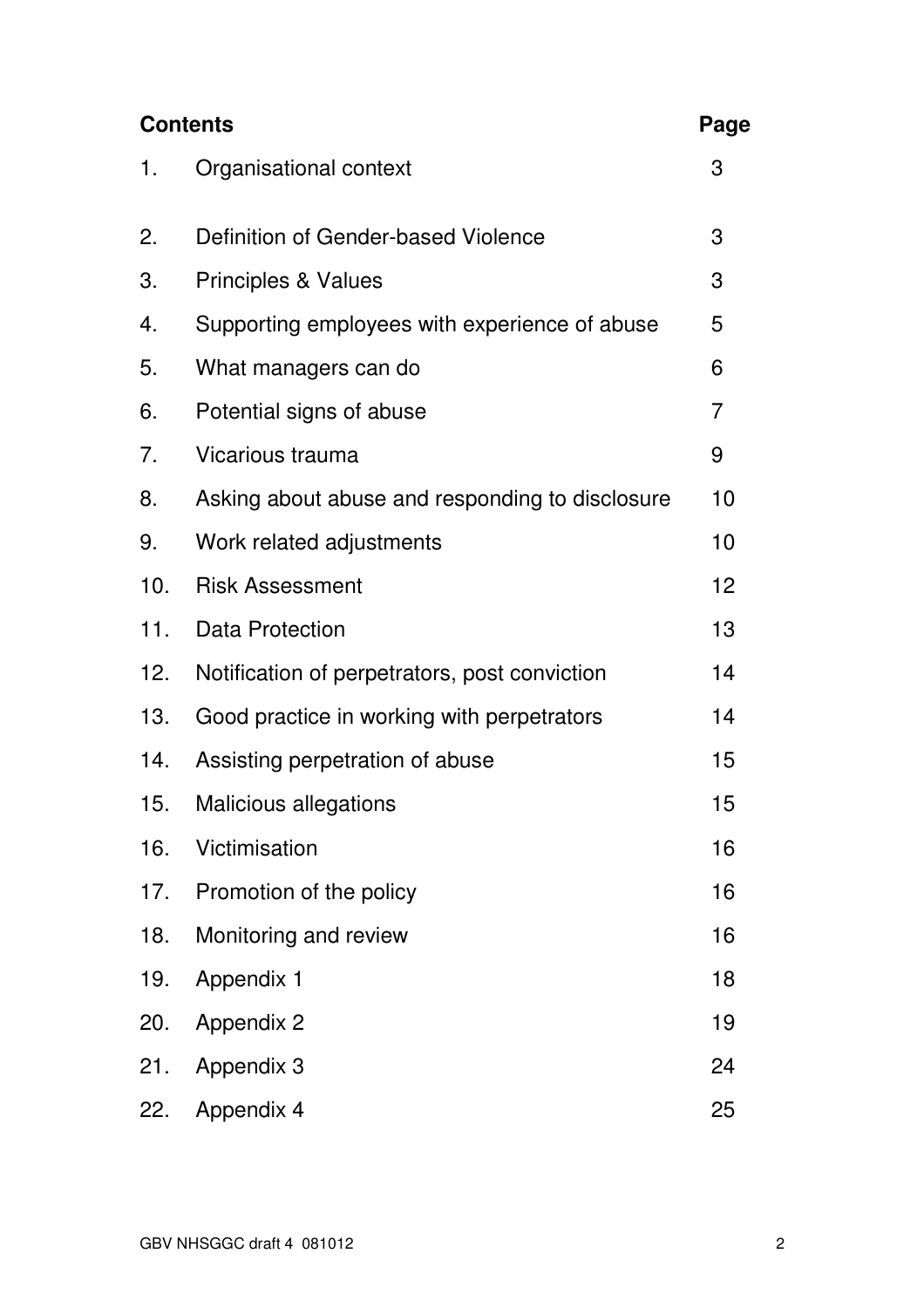| Contents | | Page |
|---|---|---|
| 1. | Organisational context | 3 |
| 2. | Definition of Gender-based Violence | 3 |
| 3. | Principles & Values | 3 |
| 4. | Supporting employees with experience of abuse | 5 |
| 5. | What managers can do | 6 |
| 6. | Potential signs of abuse | 7 |
| 7. | Vicarious trauma | 9 |
| 8. | Asking about abuse and responding to disclosure | 10 |
| 9. | Work related adjustments | 10 |
| 10. | Risk Assessment | 12 |
| 11. | Data Protection | 13 |
| 12. | Notification of perpetrators, post conviction | 14 |
| 13. | Good practice in working with perpetrators | 14 |
| 14. | Assisting perpetration of abuse | 15 |
| 15. | Malicious allegations | 15 |
| 16. | Victimisation | 16 |
| 17. | Promotion of the policy | 16 |
| 18. | Monitoring and review | 16 |
| 19. | Appendix 1 | 18 |
| 20. | Appendix 2 | 19 |
| 21. | Appendix 3 | 24 |
| 22. | Appendix 4 | 25 |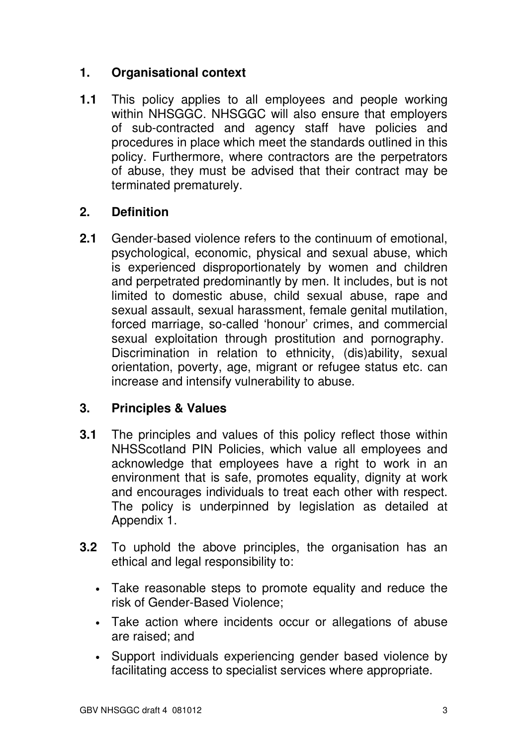## 1. Organisational context

**1.1** This policy applies to all employees and people working within NHSGGC. NHSGGC will also ensure that employers of sub-contracted and agency staff have policies and procedures in place which meet the standards outlined in this policy. Furthermore, where contractors are the perpetrators of abuse, they must be advised that their contract may be terminated prematurely.

## 2. Definition

**2.1** Gender-based violence refers to the continuum of emotional, psychological, economic, physical and sexual abuse, which is experienced disproportionately by women and children and perpetrated predominantly by men. It includes, but is not limited to domestic abuse, child sexual abuse, rape and sexual assault, sexual harassment, female genital mutilation, forced marriage, so-called 'honour' crimes, and commercial sexual exploitation through prostitution and pornography. Discrimination in relation to ethnicity, (dis)ability, sexual orientation, poverty, age, migrant or refugee status etc. can increase and intensify vulnerability to abuse.

## 3. Principles & Values

**3.1** The principles and values of this policy reflect those within NHSScotland PIN Policies, which value all employees and acknowledge that employees have a right to work in an environment that is safe, promotes equality, dignity at work and encourages individuals to treat each other with respect. The policy is underpinned by legislation as detailed at Appendix 1.

**3.2** To uphold the above principles, the organisation has an ethical and legal responsibility to:

- Take reasonable steps to promote equality and reduce the risk of Gender-Based Violence;
- Take action where incidents occur or allegations of abuse are raised; and
- Support individuals experiencing gender based violence by facilitating access to specialist services where appropriate.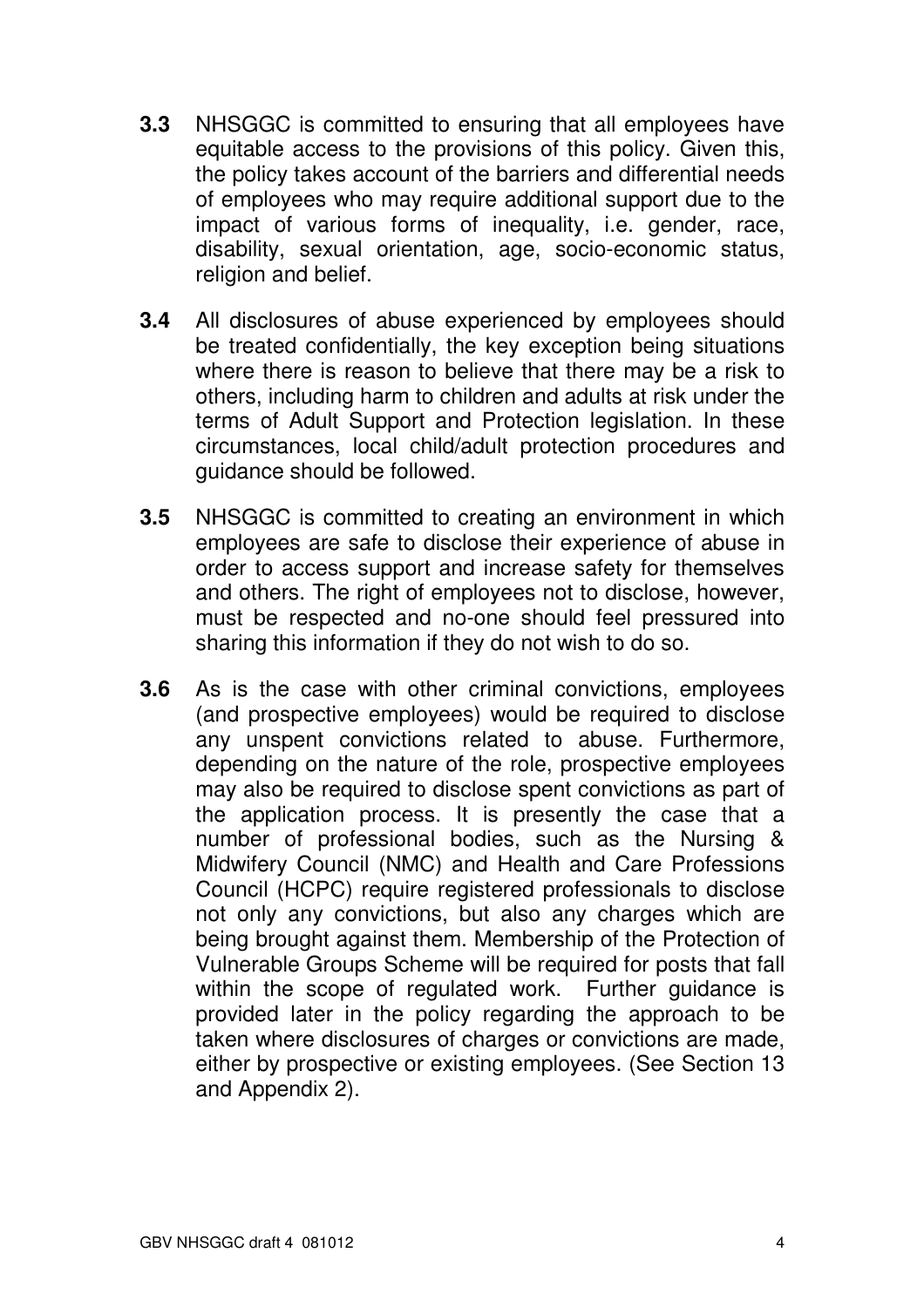**3.3** NHSGGC is committed to ensuring that all employees have equitable access to the provisions of this policy. Given this, the policy takes account of the barriers and differential needs of employees who may require additional support due to the impact of various forms of inequality, i.e. gender, race, disability, sexual orientation, age, socio-economic status, religion and belief.

**3.4** All disclosures of abuse experienced by employees should be treated confidentially, the key exception being situations where there is reason to believe that there may be a risk to others, including harm to children and adults at risk under the terms of Adult Support and Protection legislation. In these circumstances, local child/adult protection procedures and guidance should be followed.

**3.5** NHSGGC is committed to creating an environment in which employees are safe to disclose their experience of abuse in order to access support and increase safety for themselves and others. The right of employees not to disclose, however, must be respected and no-one should feel pressured into sharing this information if they do not wish to do so.

**3.6** As is the case with other criminal convictions, employees (and prospective employees) would be required to disclose any unspent convictions related to abuse. Furthermore, depending on the nature of the role, prospective employees may also be required to disclose spent convictions as part of the application process. It is presently the case that a number of professional bodies, such as the Nursing & Midwifery Council (NMC) and Health and Care Professions Council (HCPC) require registered professionals to disclose not only any convictions, but also any charges which are being brought against them. Membership of the Protection of Vulnerable Groups Scheme will be required for posts that fall within the scope of regulated work. Further guidance is provided later in the policy regarding the approach to be taken where disclosures of charges or convictions are made, either by prospective or existing employees. (See Section 13 and Appendix 2).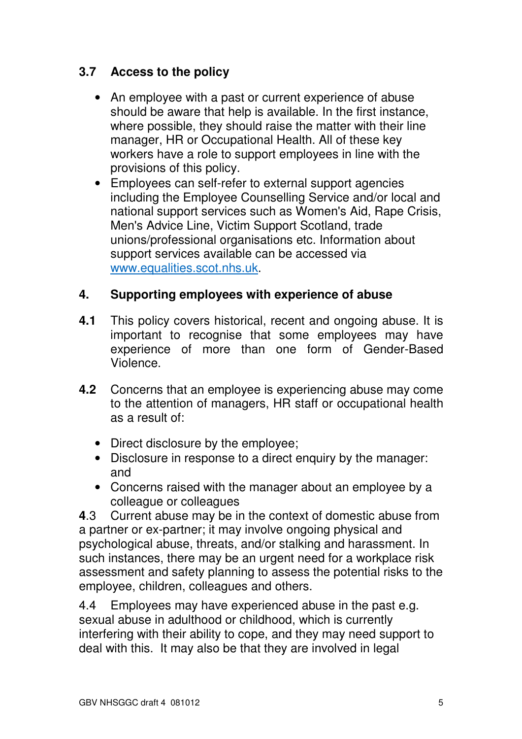### 3.7 Access to the policy

- An employee with a past or current experience of abuse should be aware that help is available. In the first instance, where possible, they should raise the matter with their line manager, HR or Occupational Health. All of these key workers have a role to support employees in line with the provisions of this policy.
- Employees can self-refer to external support agencies including the Employee Counselling Service and/or local and national support services such as Women's Aid, Rape Crisis, Men's Advice Line, Victim Support Scotland, trade unions/professional organisations etc. Information about support services available can be accessed via [www.equalities.scot.nhs.uk](http://www.equalities.scot.nhs.uk).

## 4. Supporting employees with experience of abuse

**4.1** This policy covers historical, recent and ongoing abuse. It is important to recognise that some employees may have experience of more than one form of Gender-Based Violence.

**4.2** Concerns that an employee is experiencing abuse may come to the attention of managers, HR staff or occupational health as a result of:

- Direct disclosure by the employee;
- Disclosure in response to a direct enquiry by the manager: and
- Concerns raised with the manager about an employee by a colleague or colleagues

**4**.3 Current abuse may be in the context of domestic abuse from a partner or ex-partner; it may involve ongoing physical and psychological abuse, threats, and/or stalking and harassment. In such instances, there may be an urgent need for a workplace risk assessment and safety planning to assess the potential risks to the employee, children, colleagues and others.

4.4 Employees may have experienced abuse in the past e.g. sexual abuse in adulthood or childhood, which is currently interfering with their ability to cope, and they may need support to deal with this. It may also be that they are involved in legal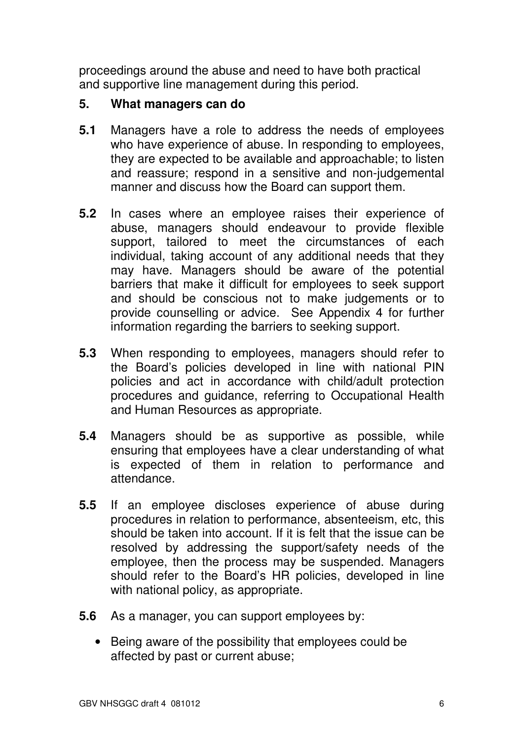proceedings around the abuse and need to have both practical and supportive line management during this period.

## 5. What managers can do

**5.1** Managers have a role to address the needs of employees who have experience of abuse. In responding to employees, they are expected to be available and approachable; to listen and reassure; respond in a sensitive and non-judgemental manner and discuss how the Board can support them.

**5.2** In cases where an employee raises their experience of abuse, managers should endeavour to provide flexible support, tailored to meet the circumstances of each individual, taking account of any additional needs that they may have. Managers should be aware of the potential barriers that make it difficult for employees to seek support and should be conscious not to make judgements or to provide counselling or advice. See Appendix 4 for further information regarding the barriers to seeking support.

**5.3** When responding to employees, managers should refer to the Board's policies developed in line with national PIN policies and act in accordance with child/adult protection procedures and guidance, referring to Occupational Health and Human Resources as appropriate.

**5.4** Managers should be as supportive as possible, while ensuring that employees have a clear understanding of what is expected of them in relation to performance and attendance.

**5.5** If an employee discloses experience of abuse during procedures in relation to performance, absenteeism, etc, this should be taken into account. If it is felt that the issue can be resolved by addressing the support/safety needs of the employee, then the process may be suspended. Managers should refer to the Board's HR policies, developed in line with national policy, as appropriate.

**5.6** As a manager, you can support employees by:

- Being aware of the possibility that employees could be affected by past or current abuse;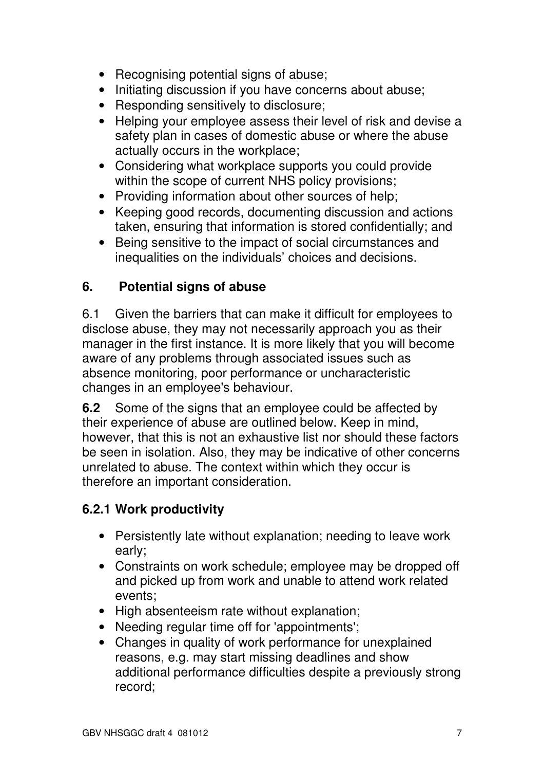- Recognising potential signs of abuse;
- Initiating discussion if you have concerns about abuse;
- Responding sensitively to disclosure;
- Helping your employee assess their level of risk and devise a safety plan in cases of domestic abuse or where the abuse actually occurs in the workplace;
- Considering what workplace supports you could provide within the scope of current NHS policy provisions;
- Providing information about other sources of help;
- Keeping good records, documenting discussion and actions taken, ensuring that information is stored confidentially; and
- Being sensitive to the impact of social circumstances and inequalities on the individuals' choices and decisions.

## 6. Potential signs of abuse

6.1 Given the barriers that can make it difficult for employees to disclose abuse, they may not necessarily approach you as their manager in the first instance. It is more likely that you will become aware of any problems through associated issues such as absence monitoring, poor performance or uncharacteristic changes in an employee's behaviour.

**6.2** Some of the signs that an employee could be affected by their experience of abuse are outlined below. Keep in mind, however, that this is not an exhaustive list nor should these factors be seen in isolation. Also, they may be indicative of other concerns unrelated to abuse. The context within which they occur is therefore an important consideration.

### 6.2.1 Work productivity

- Persistently late without explanation; needing to leave work early;
- Constraints on work schedule; employee may be dropped off and picked up from work and unable to attend work related events;
- High absenteeism rate without explanation;
- Needing regular time off for 'appointments';
- Changes in quality of work performance for unexplained reasons, e.g. may start missing deadlines and show additional performance difficulties despite a previously strong record;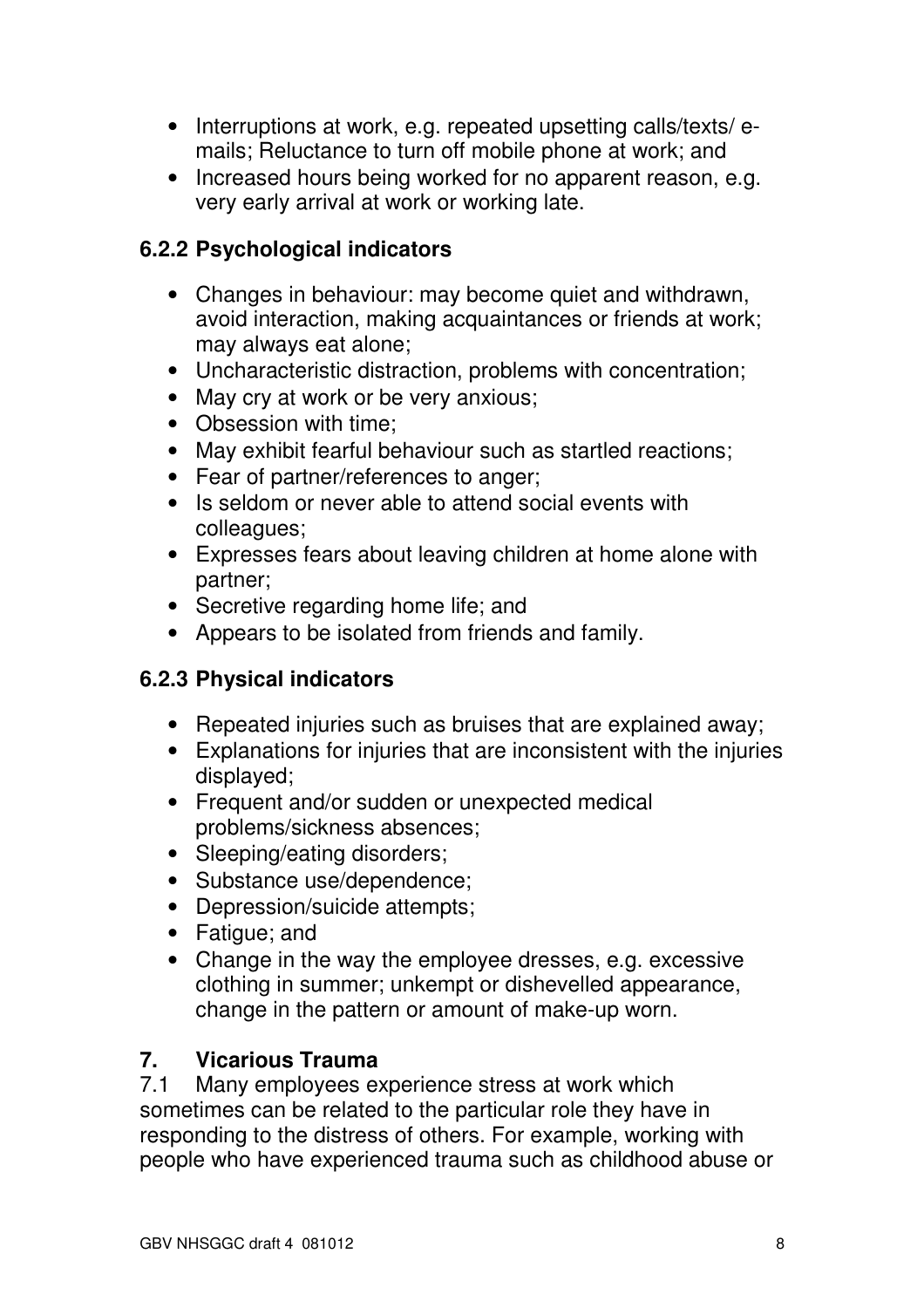- Interruptions at work, e.g. repeated upsetting calls/texts/ e-mails; Reluctance to turn off mobile phone at work; and
- Increased hours being worked for no apparent reason, e.g. very early arrival at work or working late.

### 6.2.2 Psychological indicators

- Changes in behaviour: may become quiet and withdrawn, avoid interaction, making acquaintances or friends at work; may always eat alone;
- Uncharacteristic distraction, problems with concentration;
- May cry at work or be very anxious;
- Obsession with time;
- May exhibit fearful behaviour such as startled reactions;
- Fear of partner/references to anger;
- Is seldom or never able to attend social events with colleagues;
- Expresses fears about leaving children at home alone with partner;
- Secretive regarding home life; and
- Appears to be isolated from friends and family.

### 6.2.3 Physical indicators

- Repeated injuries such as bruises that are explained away;
- Explanations for injuries that are inconsistent with the injuries displayed;
- Frequent and/or sudden or unexpected medical problems/sickness absences;
- Sleeping/eating disorders;
- Substance use/dependence;
- Depression/suicide attempts;
- Fatigue; and
- Change in the way the employee dresses, e.g. excessive clothing in summer; unkempt or dishevelled appearance, change in the pattern or amount of make-up worn.

## 7. Vicarious Trauma

7.1 Many employees experience stress at work which sometimes can be related to the particular role they have in responding to the distress of others. For example, working with people who have experienced trauma such as childhood abuse or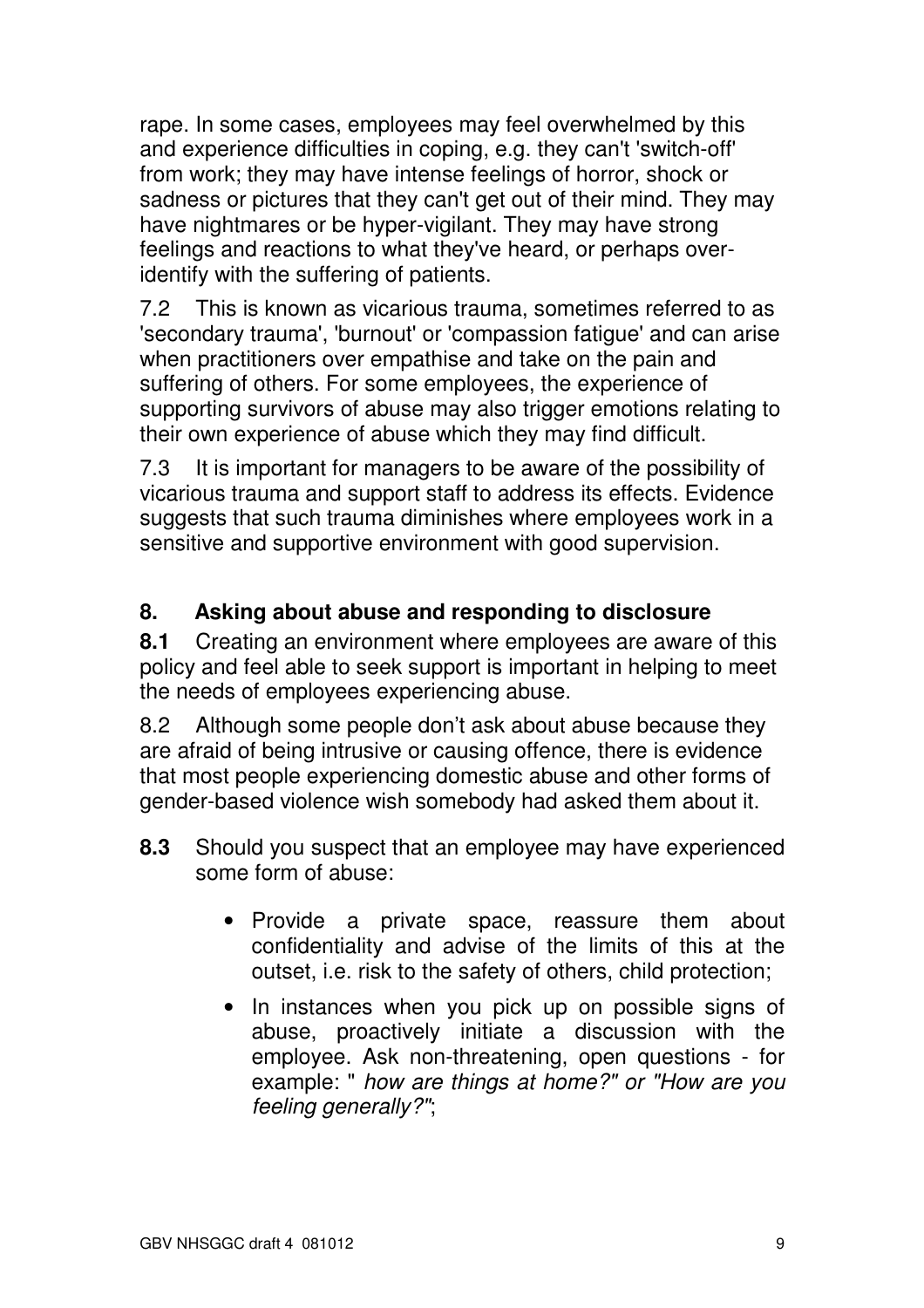rape. In some cases, employees may feel overwhelmed by this and experience difficulties in coping, e.g. they can't 'switch-off' from work; they may have intense feelings of horror, shock or sadness or pictures that they can't get out of their mind. They may have nightmares or be hyper-vigilant. They may have strong feelings and reactions to what they've heard, or perhaps over-identify with the suffering of patients.

7.2 This is known as vicarious trauma, sometimes referred to as 'secondary trauma', 'burnout' or 'compassion fatigue' and can arise when practitioners over empathise and take on the pain and suffering of others. For some employees, the experience of supporting survivors of abuse may also trigger emotions relating to their own experience of abuse which they may find difficult.

7.3 It is important for managers to be aware of the possibility of vicarious trauma and support staff to address its effects. Evidence suggests that such trauma diminishes where employees work in a sensitive and supportive environment with good supervision.

## 8. Asking about abuse and responding to disclosure

**8.1** Creating an environment where employees are aware of this policy and feel able to seek support is important in helping to meet the needs of employees experiencing abuse.

8.2 Although some people don't ask about abuse because they are afraid of being intrusive or causing offence, there is evidence that most people experiencing domestic abuse and other forms of gender-based violence wish somebody had asked them about it.

**8.3** Should you suspect that an employee may have experienced some form of abuse:

- Provide a private space, reassure them about confidentiality and advise of the limits of this at the outset, i.e. risk to the safety of others, child protection;
- In instances when you pick up on possible signs of abuse, proactively initiate a discussion with the employee. Ask non-threatening, open questions - for example: " *how are things at home?" or "How are you feeling generally?"*;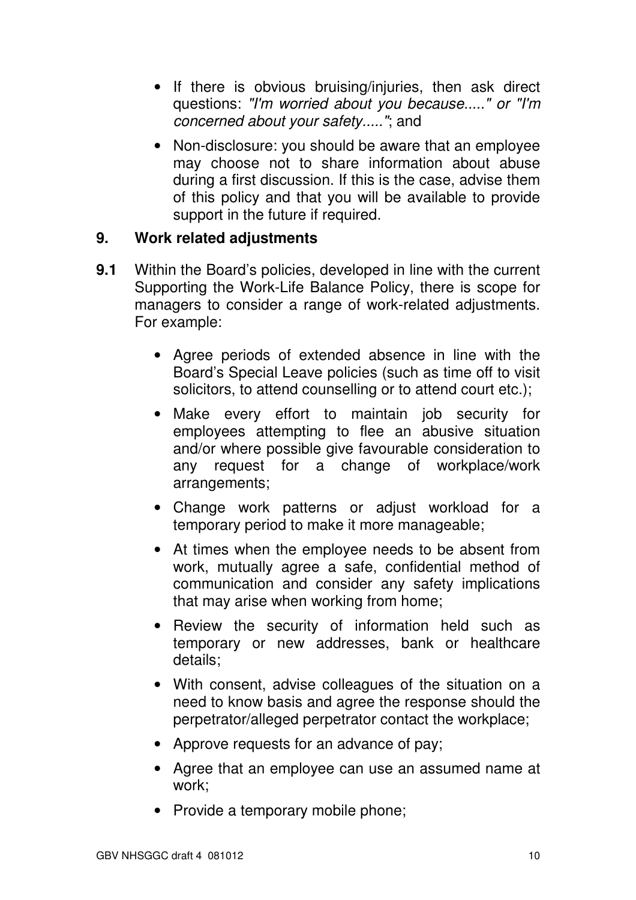- If there is obvious bruising/injuries, then ask direct questions: *"I'm worried about you because....." or "I'm concerned about your safety....."*; and
- Non-disclosure: you should be aware that an employee may choose not to share information about abuse during a first discussion. If this is the case, advise them of this policy and that you will be available to provide support in the future if required.

## 9. Work related adjustments

**9.1** Within the Board's policies, developed in line with the current Supporting the Work-Life Balance Policy, there is scope for managers to consider a range of work-related adjustments. For example:

- Agree periods of extended absence in line with the Board's Special Leave policies (such as time off to visit solicitors, to attend counselling or to attend court etc.);
- Make every effort to maintain job security for employees attempting to flee an abusive situation and/or where possible give favourable consideration to any request for a change of workplace/work arrangements;
- Change work patterns or adjust workload for a temporary period to make it more manageable;
- At times when the employee needs to be absent from work, mutually agree a safe, confidential method of communication and consider any safety implications that may arise when working from home;
- Review the security of information held such as temporary or new addresses, bank or healthcare details;
- With consent, advise colleagues of the situation on a need to know basis and agree the response should the perpetrator/alleged perpetrator contact the workplace;
- Approve requests for an advance of pay;
- Agree that an employee can use an assumed name at work;
- Provide a temporary mobile phone;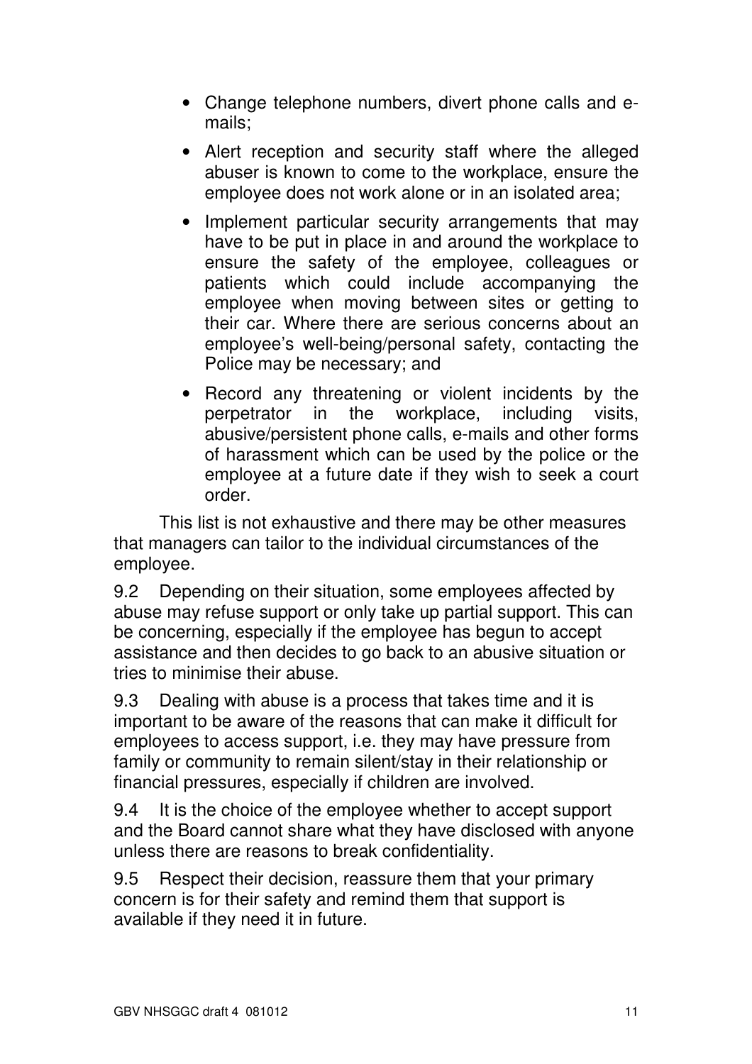- Change telephone numbers, divert phone calls and e-mails;
- Alert reception and security staff where the alleged abuser is known to come to the workplace, ensure the employee does not work alone or in an isolated area;
- Implement particular security arrangements that may have to be put in place in and around the workplace to ensure the safety of the employee, colleagues or patients which could include accompanying the employee when moving between sites or getting to their car. Where there are serious concerns about an employee's well-being/personal safety, contacting the Police may be necessary; and
- Record any threatening or violent incidents by the perpetrator in the workplace, including visits, abusive/persistent phone calls, e-mails and other forms of harassment which can be used by the police or the employee at a future date if they wish to seek a court order.

This list is not exhaustive and there may be other measures that managers can tailor to the individual circumstances of the employee.

9.2 Depending on their situation, some employees affected by abuse may refuse support or only take up partial support. This can be concerning, especially if the employee has begun to accept assistance and then decides to go back to an abusive situation or tries to minimise their abuse.

9.3 Dealing with abuse is a process that takes time and it is important to be aware of the reasons that can make it difficult for employees to access support, i.e. they may have pressure from family or community to remain silent/stay in their relationship or financial pressures, especially if children are involved.

9.4 It is the choice of the employee whether to accept support and the Board cannot share what they have disclosed with anyone unless there are reasons to break confidentiality.

9.5 Respect their decision, reassure them that your primary concern is for their safety and remind them that support is available if they need it in future.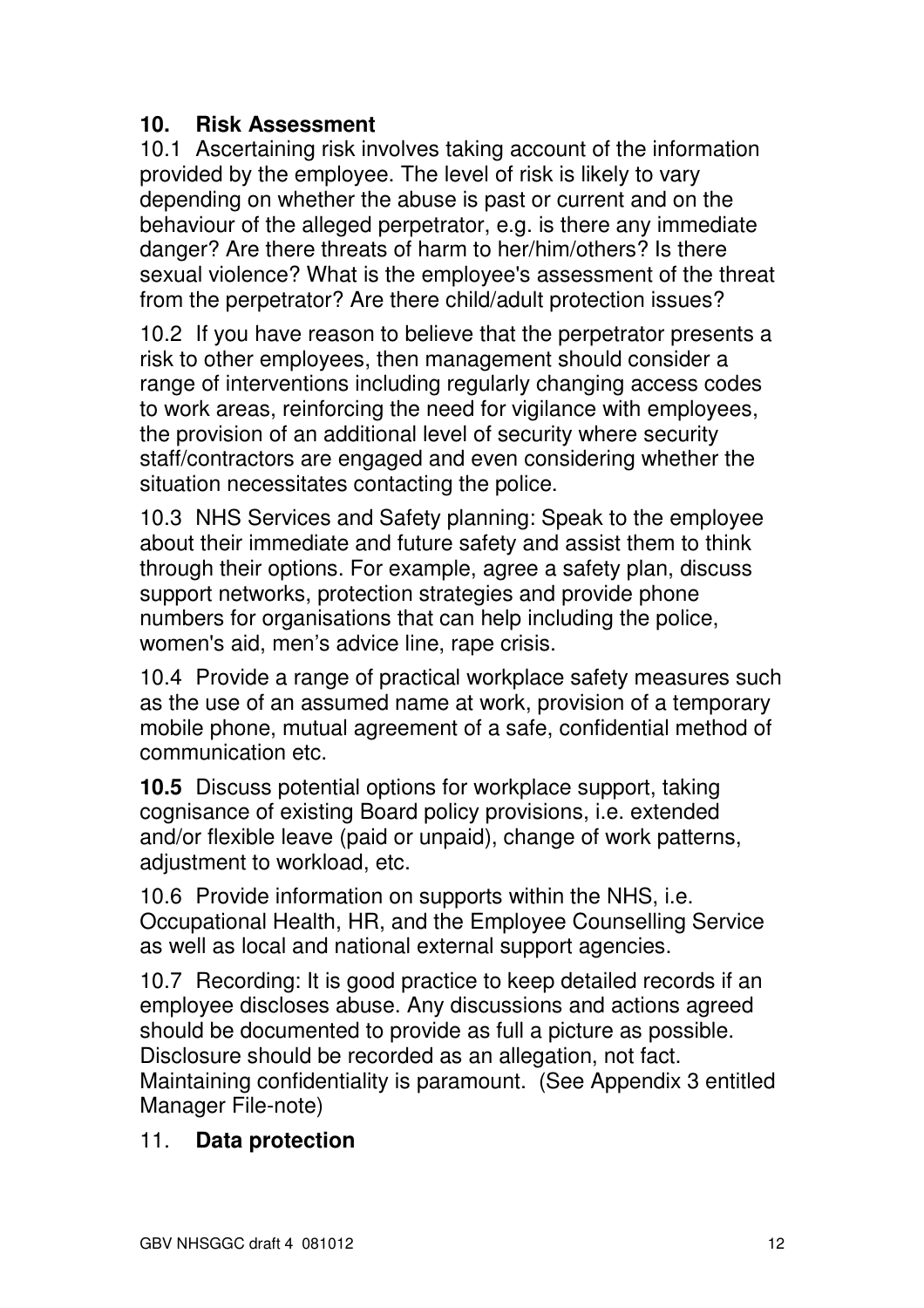## 10. Risk Assessment

10.1 Ascertaining risk involves taking account of the information provided by the employee. The level of risk is likely to vary depending on whether the abuse is past or current and on the behaviour of the alleged perpetrator, e.g. is there any immediate danger? Are there threats of harm to her/him/others? Is there sexual violence? What is the employee's assessment of the threat from the perpetrator? Are there child/adult protection issues?

10.2 If you have reason to believe that the perpetrator presents a risk to other employees, then management should consider a range of interventions including regularly changing access codes to work areas, reinforcing the need for vigilance with employees, the provision of an additional level of security where security staff/contractors are engaged and even considering whether the situation necessitates contacting the police.

10.3 NHS Services and Safety planning: Speak to the employee about their immediate and future safety and assist them to think through their options. For example, agree a safety plan, discuss support networks, protection strategies and provide phone numbers for organisations that can help including the police, women's aid, men's advice line, rape crisis.

10.4 Provide a range of practical workplace safety measures such as the use of an assumed name at work, provision of a temporary mobile phone, mutual agreement of a safe, confidential method of communication etc.

**10.5** Discuss potential options for workplace support, taking cognisance of existing Board policy provisions, i.e. extended and/or flexible leave (paid or unpaid), change of work patterns, adjustment to workload, etc.

10.6 Provide information on supports within the NHS, i.e. Occupational Health, HR, and the Employee Counselling Service as well as local and national external support agencies.

10.7 Recording: It is good practice to keep detailed records if an employee discloses abuse. Any discussions and actions agreed should be documented to provide as full a picture as possible. Disclosure should be recorded as an allegation, not fact. Maintaining confidentiality is paramount. (See Appendix 3 entitled Manager File-note)

## 11. **Data protection**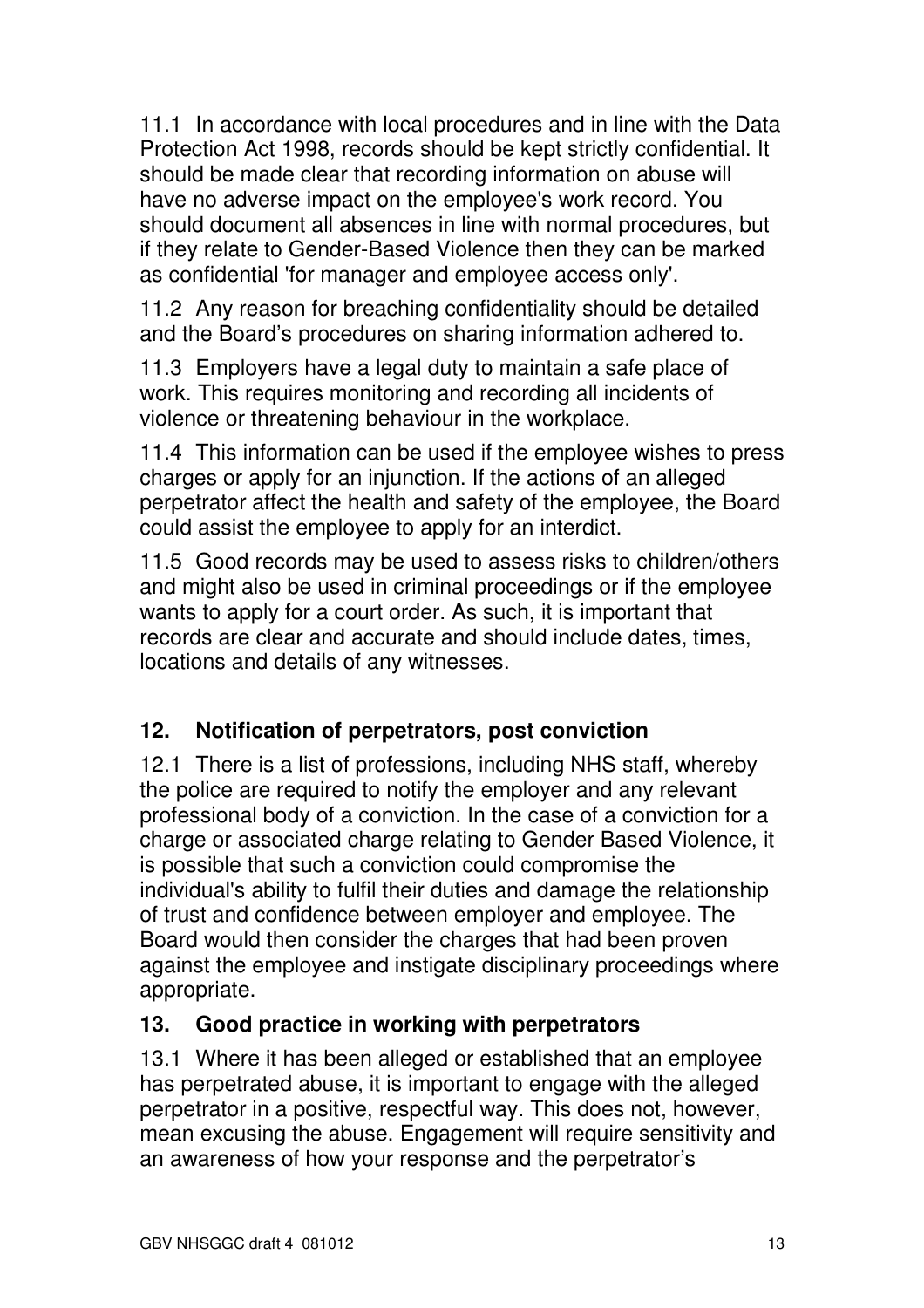11.1 In accordance with local procedures and in line with the Data Protection Act 1998, records should be kept strictly confidential. It should be made clear that recording information on abuse will have no adverse impact on the employee's work record. You should document all absences in line with normal procedures, but if they relate to Gender-Based Violence then they can be marked as confidential 'for manager and employee access only'.

11.2 Any reason for breaching confidentiality should be detailed and the Board's procedures on sharing information adhered to.

11.3 Employers have a legal duty to maintain a safe place of work. This requires monitoring and recording all incidents of violence or threatening behaviour in the workplace.

11.4 This information can be used if the employee wishes to press charges or apply for an injunction. If the actions of an alleged perpetrator affect the health and safety of the employee, the Board could assist the employee to apply for an interdict.

11.5 Good records may be used to assess risks to children/others and might also be used in criminal proceedings or if the employee wants to apply for a court order. As such, it is important that records are clear and accurate and should include dates, times, locations and details of any witnesses.

## 12. Notification of perpetrators, post conviction

12.1 There is a list of professions, including NHS staff, whereby the police are required to notify the employer and any relevant professional body of a conviction. In the case of a conviction for a charge or associated charge relating to Gender Based Violence, it is possible that such a conviction could compromise the individual's ability to fulfil their duties and damage the relationship of trust and confidence between employer and employee. The Board would then consider the charges that had been proven against the employee and instigate disciplinary proceedings where appropriate.

## 13. Good practice in working with perpetrators

13.1 Where it has been alleged or established that an employee has perpetrated abuse, it is important to engage with the alleged perpetrator in a positive, respectful way. This does not, however, mean excusing the abuse. Engagement will require sensitivity and an awareness of how your response and the perpetrator's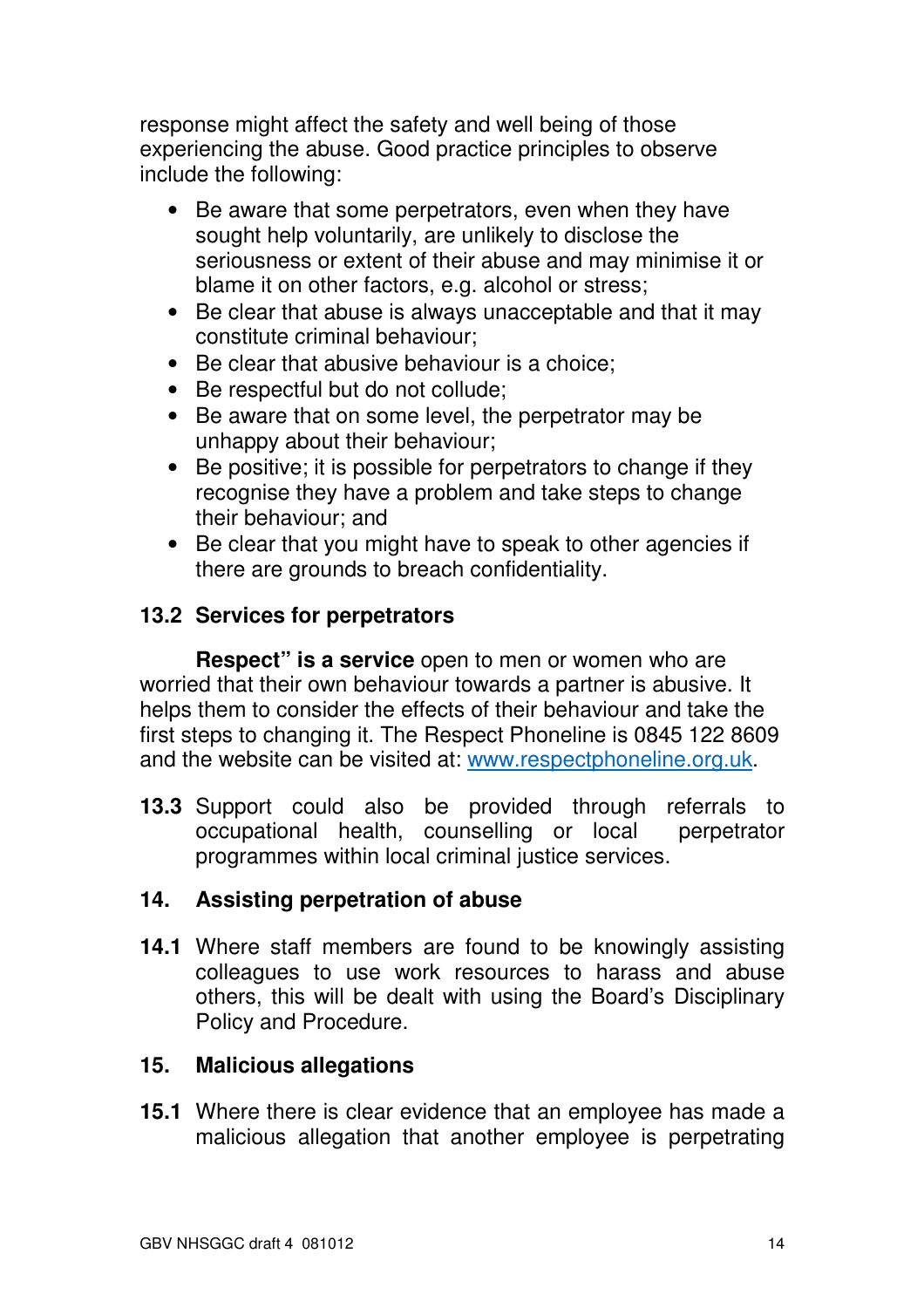response might affect the safety and well being of those experiencing the abuse. Good practice principles to observe include the following:

- Be aware that some perpetrators, even when they have sought help voluntarily, are unlikely to disclose the seriousness or extent of their abuse and may minimise it or blame it on other factors, e.g. alcohol or stress;
- Be clear that abuse is always unacceptable and that it may constitute criminal behaviour;
- Be clear that abusive behaviour is a choice;
- Be respectful but do not collude;
- Be aware that on some level, the perpetrator may be unhappy about their behaviour;
- Be positive; it is possible for perpetrators to change if they recognise they have a problem and take steps to change their behaviour; and
- Be clear that you might have to speak to other agencies if there are grounds to breach confidentiality.

### 13.2 Services for perpetrators

**Respect" is a service** open to men or women who are worried that their own behaviour towards a partner is abusive. It helps them to consider the effects of their behaviour and take the first steps to changing it. The Respect Phoneline is 0845 122 8609 and the website can be visited at: www.respectphoneline.org.uk.

**13.3** Support could also be provided through referrals to occupational health, counselling or local perpetrator programmes within local criminal justice services.

## 14. Assisting perpetration of abuse

**14.1** Where staff members are found to be knowingly assisting colleagues to use work resources to harass and abuse others, this will be dealt with using the Board's Disciplinary Policy and Procedure.

## 15. Malicious allegations

**15.1** Where there is clear evidence that an employee has made a malicious allegation that another employee is perpetrating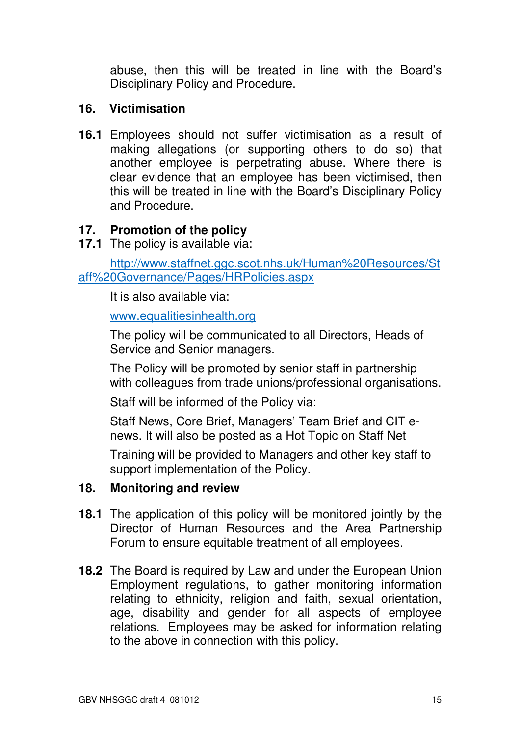abuse, then this will be treated in line with the Board's Disciplinary Policy and Procedure.

## 16. Victimisation

**16.1** Employees should not suffer victimisation as a result of making allegations (or supporting others to do so) that another employee is perpetrating abuse. Where there is clear evidence that an employee has been victimised, then this will be treated in line with the Board's Disciplinary Policy and Procedure.

## 17. Promotion of the policy

**17.1** The policy is available via:

http://www.staffnet.ggc.scot.nhs.uk/Human%20Resources/Staff%20Governance/Pages/HRPolicies.aspx

It is also available via:

www.equalitiesinhealth.org

The policy will be communicated to all Directors, Heads of Service and Senior managers.

The Policy will be promoted by senior staff in partnership with colleagues from trade unions/professional organisations.

Staff will be informed of the Policy via:

Staff News, Core Brief, Managers' Team Brief and CIT e-news. It will also be posted as a Hot Topic on Staff Net

Training will be provided to Managers and other key staff to support implementation of the Policy.

## 18. Monitoring and review

**18.1** The application of this policy will be monitored jointly by the Director of Human Resources and the Area Partnership Forum to ensure equitable treatment of all employees.

**18.2** The Board is required by Law and under the European Union Employment regulations, to gather monitoring information relating to ethnicity, religion and faith, sexual orientation, age, disability and gender for all aspects of employee relations. Employees may be asked for information relating to the above in connection with this policy.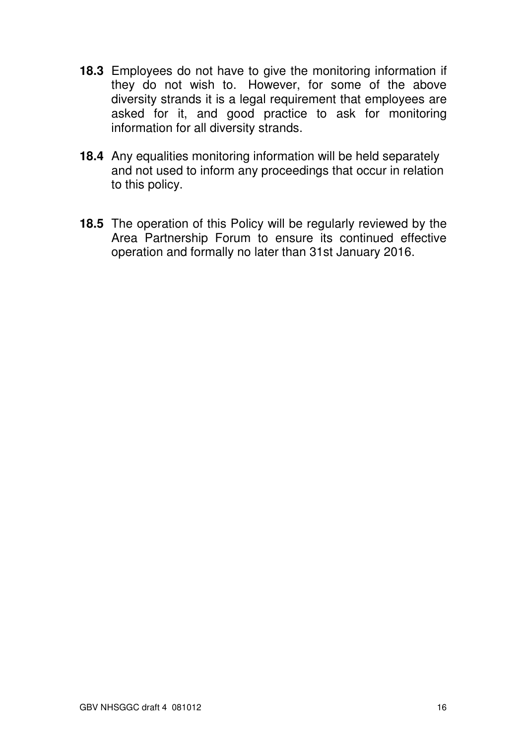**18.3** Employees do not have to give the monitoring information if they do not wish to. However, for some of the above diversity strands it is a legal requirement that employees are asked for it, and good practice to ask for monitoring information for all diversity strands.

**18.4** Any equalities monitoring information will be held separately and not used to inform any proceedings that occur in relation to this policy.

**18.5** The operation of this Policy will be regularly reviewed by the Area Partnership Forum to ensure its continued effective operation and formally no later than 31st January 2016.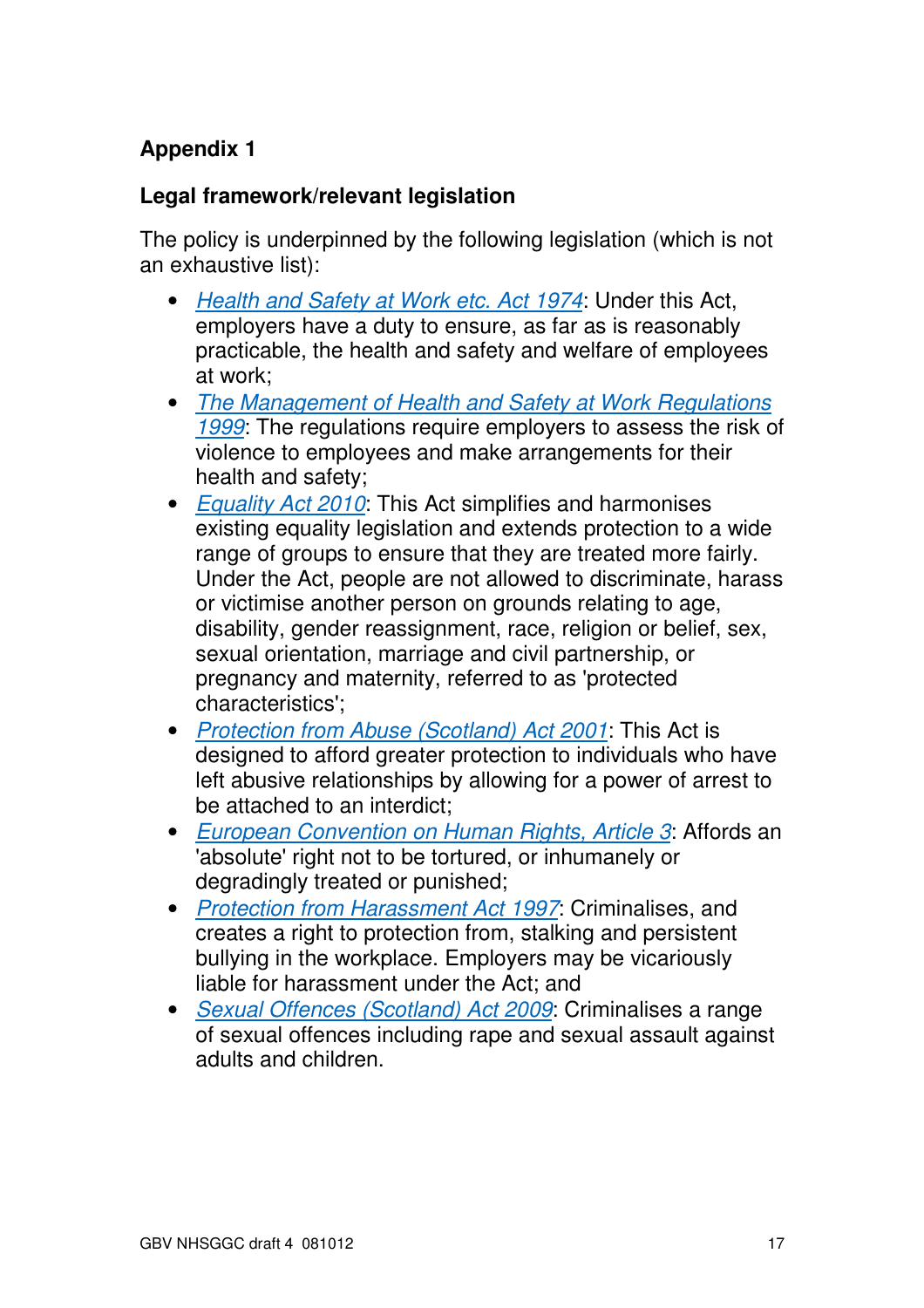**Appendix 1**

**Legal framework/relevant legislation**

The policy is underpinned by the following legislation (which is not an exhaustive list):

- *Health and Safety at Work etc. Act 1974*: Under this Act, employers have a duty to ensure, as far as is reasonably practicable, the health and safety and welfare of employees at work;
- *The Management of Health and Safety at Work Regulations 1999*: The regulations require employers to assess the risk of violence to employees and make arrangements for their health and safety;
- *Equality Act 2010*: This Act simplifies and harmonises existing equality legislation and extends protection to a wide range of groups to ensure that they are treated more fairly. Under the Act, people are not allowed to discriminate, harass or victimise another person on grounds relating to age, disability, gender reassignment, race, religion or belief, sex, sexual orientation, marriage and civil partnership, or pregnancy and maternity, referred to as 'protected characteristics';
- *Protection from Abuse (Scotland) Act 2001*: This Act is designed to afford greater protection to individuals who have left abusive relationships by allowing for a power of arrest to be attached to an interdict;
- *European Convention on Human Rights, Article 3*: Affords an 'absolute' right not to be tortured, or inhumanely or degradingly treated or punished;
- *Protection from Harassment Act 1997*: Criminalises, and creates a right to protection from, stalking and persistent bullying in the workplace. Employers may be vicariously liable for harassment under the Act; and
- *Sexual Offences (Scotland) Act 2009*: Criminalises a range of sexual offences including rape and sexual assault against adults and children.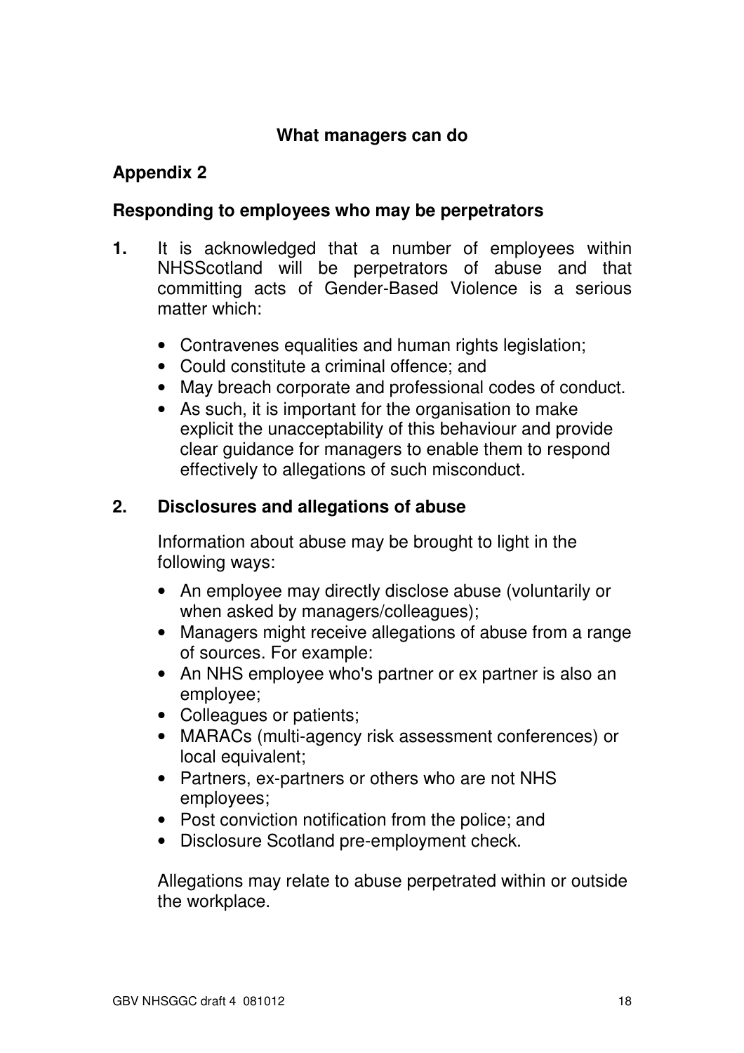**What managers can do**

## Appendix 2

### Responding to employees who may be perpetrators

**1.** It is acknowledged that a number of employees within NHSScotland will be perpetrators of abuse and that committing acts of Gender-Based Violence is a serious matter which:

- Contravenes equalities and human rights legislation;
- Could constitute a criminal offence; and
- May breach corporate and professional codes of conduct.
- As such, it is important for the organisation to make explicit the unacceptability of this behaviour and provide clear guidance for managers to enable them to respond effectively to allegations of such misconduct.

**2. Disclosures and allegations of abuse**

Information about abuse may be brought to light in the following ways:

- An employee may directly disclose abuse (voluntarily or when asked by managers/colleagues);
- Managers might receive allegations of abuse from a range of sources. For example:
- An NHS employee who's partner or ex partner is also an employee;
- Colleagues or patients;
- MARACs (multi-agency risk assessment conferences) or local equivalent;
- Partners, ex-partners or others who are not NHS employees;
- Post conviction notification from the police; and
- Disclosure Scotland pre-employment check.

Allegations may relate to abuse perpetrated within or outside the workplace.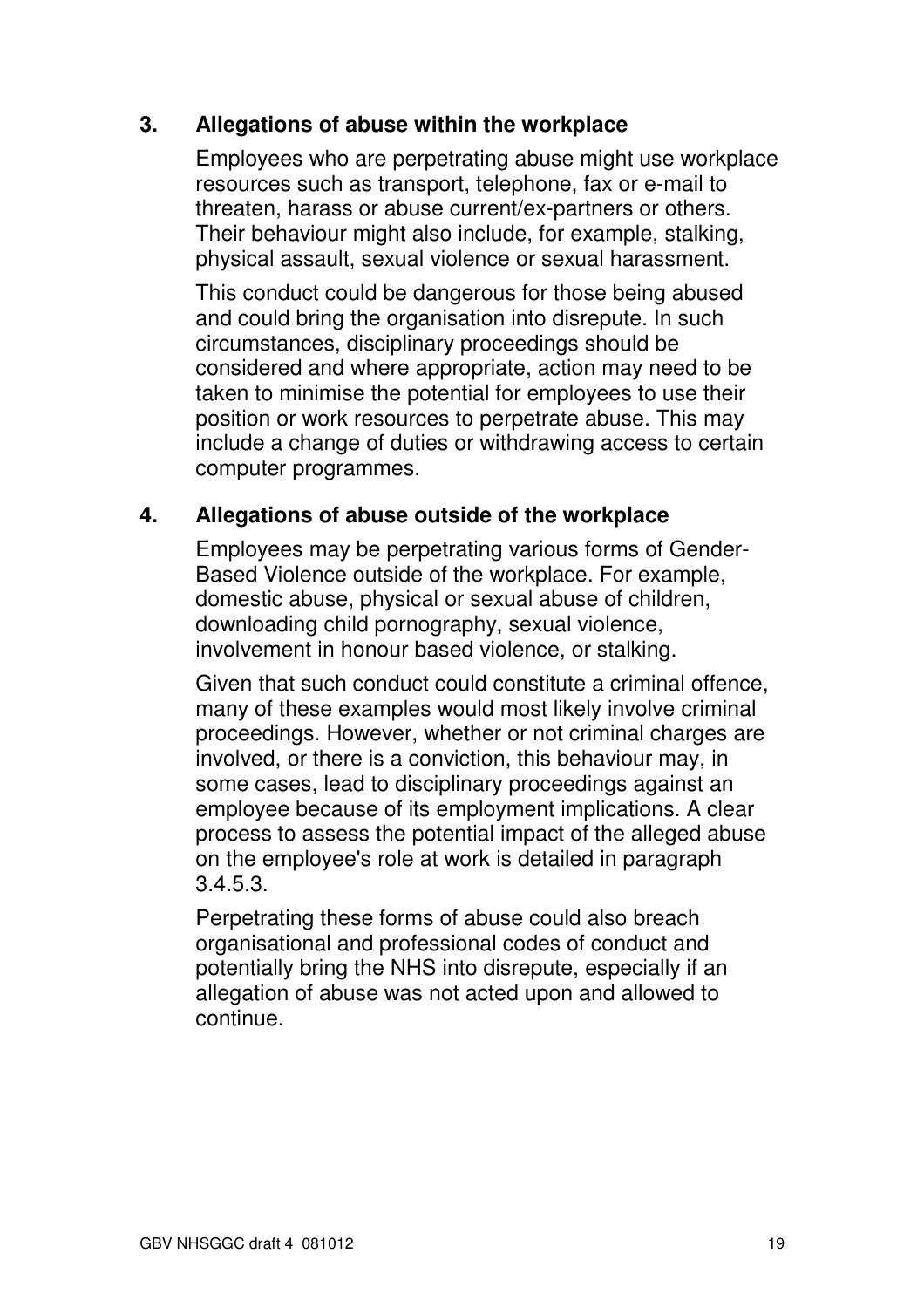### 3. Allegations of abuse within the workplace

Employees who are perpetrating abuse might use workplace resources such as transport, telephone, fax or e-mail to threaten, harass or abuse current/ex-partners or others. Their behaviour might also include, for example, stalking, physical assault, sexual violence or sexual harassment.

This conduct could be dangerous for those being abused and could bring the organisation into disrepute. In such circumstances, disciplinary proceedings should be considered and where appropriate, action may need to be taken to minimise the potential for employees to use their position or work resources to perpetrate abuse. This may include a change of duties or withdrawing access to certain computer programmes.

### 4. Allegations of abuse outside of the workplace

Employees may be perpetrating various forms of Gender-Based Violence outside of the workplace. For example, domestic abuse, physical or sexual abuse of children, downloading child pornography, sexual violence, involvement in honour based violence, or stalking.

Given that such conduct could constitute a criminal offence, many of these examples would most likely involve criminal proceedings. However, whether or not criminal charges are involved, or there is a conviction, this behaviour may, in some cases, lead to disciplinary proceedings against an employee because of its employment implications. A clear process to assess the potential impact of the alleged abuse on the employee's role at work is detailed in paragraph 3.4.5.3.

Perpetrating these forms of abuse could also breach organisational and professional codes of conduct and potentially bring the NHS into disrepute, especially if an allegation of abuse was not acted upon and allowed to continue.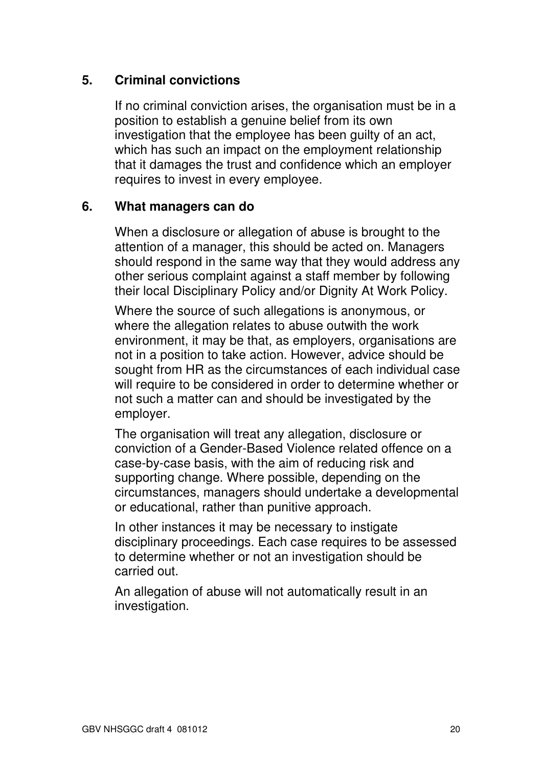## 5. Criminal convictions

If no criminal conviction arises, the organisation must be in a position to establish a genuine belief from its own investigation that the employee has been guilty of an act, which has such an impact on the employment relationship that it damages the trust and confidence which an employer requires to invest in every employee.

## 6. What managers can do

When a disclosure or allegation of abuse is brought to the attention of a manager, this should be acted on. Managers should respond in the same way that they would address any other serious complaint against a staff member by following their local Disciplinary Policy and/or Dignity At Work Policy.

Where the source of such allegations is anonymous, or where the allegation relates to abuse outwith the work environment, it may be that, as employers, organisations are not in a position to take action. However, advice should be sought from HR as the circumstances of each individual case will require to be considered in order to determine whether or not such a matter can and should be investigated by the employer.

The organisation will treat any allegation, disclosure or conviction of a Gender-Based Violence related offence on a case-by-case basis, with the aim of reducing risk and supporting change. Where possible, depending on the circumstances, managers should undertake a developmental or educational, rather than punitive approach.

In other instances it may be necessary to instigate disciplinary proceedings. Each case requires to be assessed to determine whether or not an investigation should be carried out.

An allegation of abuse will not automatically result in an investigation.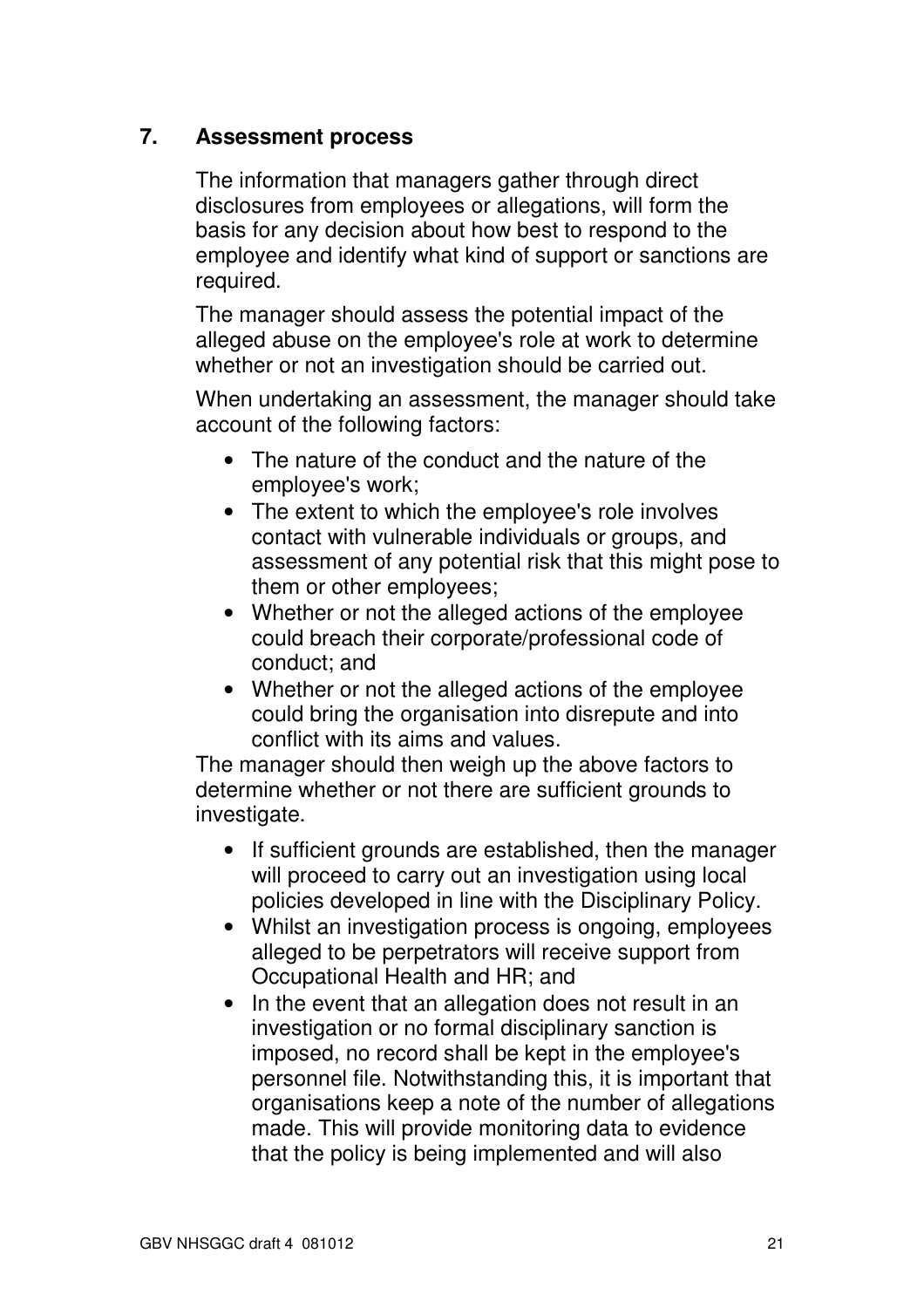## 7. Assessment process

The information that managers gather through direct disclosures from employees or allegations, will form the basis for any decision about how best to respond to the employee and identify what kind of support or sanctions are required.

The manager should assess the potential impact of the alleged abuse on the employee's role at work to determine whether or not an investigation should be carried out.

When undertaking an assessment, the manager should take account of the following factors:

- The nature of the conduct and the nature of the employee's work;
- The extent to which the employee's role involves contact with vulnerable individuals or groups, and assessment of any potential risk that this might pose to them or other employees;
- Whether or not the alleged actions of the employee could breach their corporate/professional code of conduct; and
- Whether or not the alleged actions of the employee could bring the organisation into disrepute and into conflict with its aims and values.

The manager should then weigh up the above factors to determine whether or not there are sufficient grounds to investigate.

- If sufficient grounds are established, then the manager will proceed to carry out an investigation using local policies developed in line with the Disciplinary Policy.
- Whilst an investigation process is ongoing, employees alleged to be perpetrators will receive support from Occupational Health and HR; and
- In the event that an allegation does not result in an investigation or no formal disciplinary sanction is imposed, no record shall be kept in the employee's personnel file. Notwithstanding this, it is important that organisations keep a note of the number of allegations made. This will provide monitoring data to evidence that the policy is being implemented and will also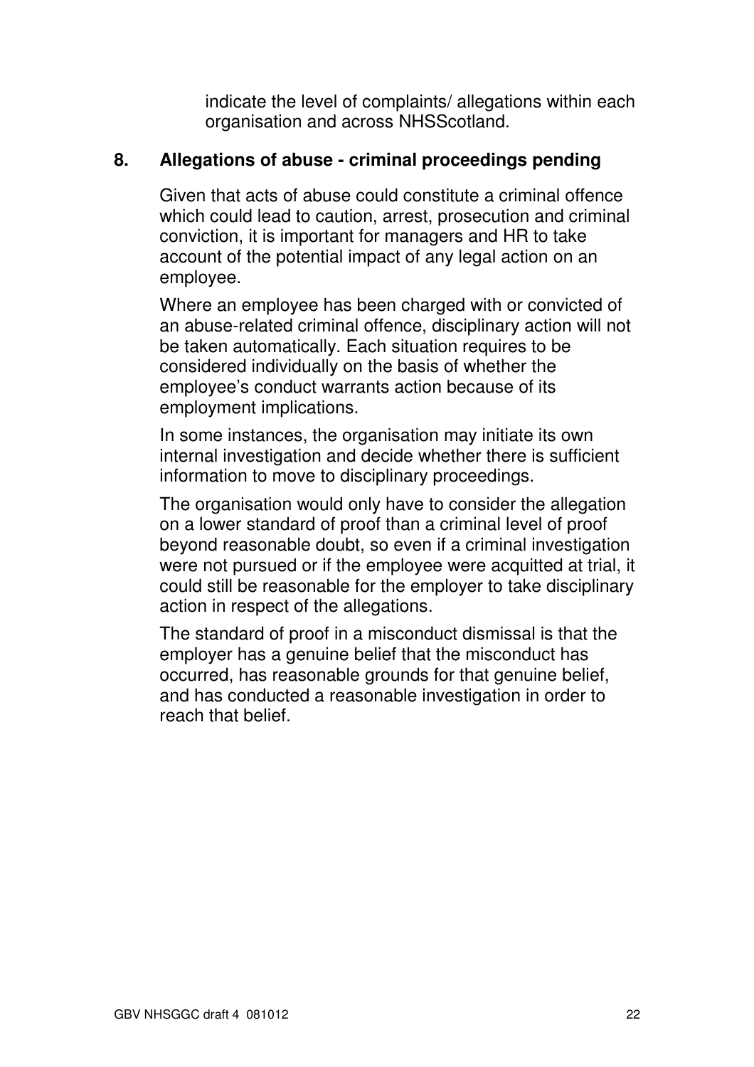indicate the level of complaints/ allegations within each organisation and across NHSScotland.

## 8. Allegations of abuse - criminal proceedings pending

Given that acts of abuse could constitute a criminal offence which could lead to caution, arrest, prosecution and criminal conviction, it is important for managers and HR to take account of the potential impact of any legal action on an employee.

Where an employee has been charged with or convicted of an abuse-related criminal offence, disciplinary action will not be taken automatically. Each situation requires to be considered individually on the basis of whether the employee's conduct warrants action because of its employment implications.

In some instances, the organisation may initiate its own internal investigation and decide whether there is sufficient information to move to disciplinary proceedings.

The organisation would only have to consider the allegation on a lower standard of proof than a criminal level of proof beyond reasonable doubt, so even if a criminal investigation were not pursued or if the employee were acquitted at trial, it could still be reasonable for the employer to take disciplinary action in respect of the allegations.

The standard of proof in a misconduct dismissal is that the employer has a genuine belief that the misconduct has occurred, has reasonable grounds for that genuine belief, and has conducted a reasonable investigation in order to reach that belief.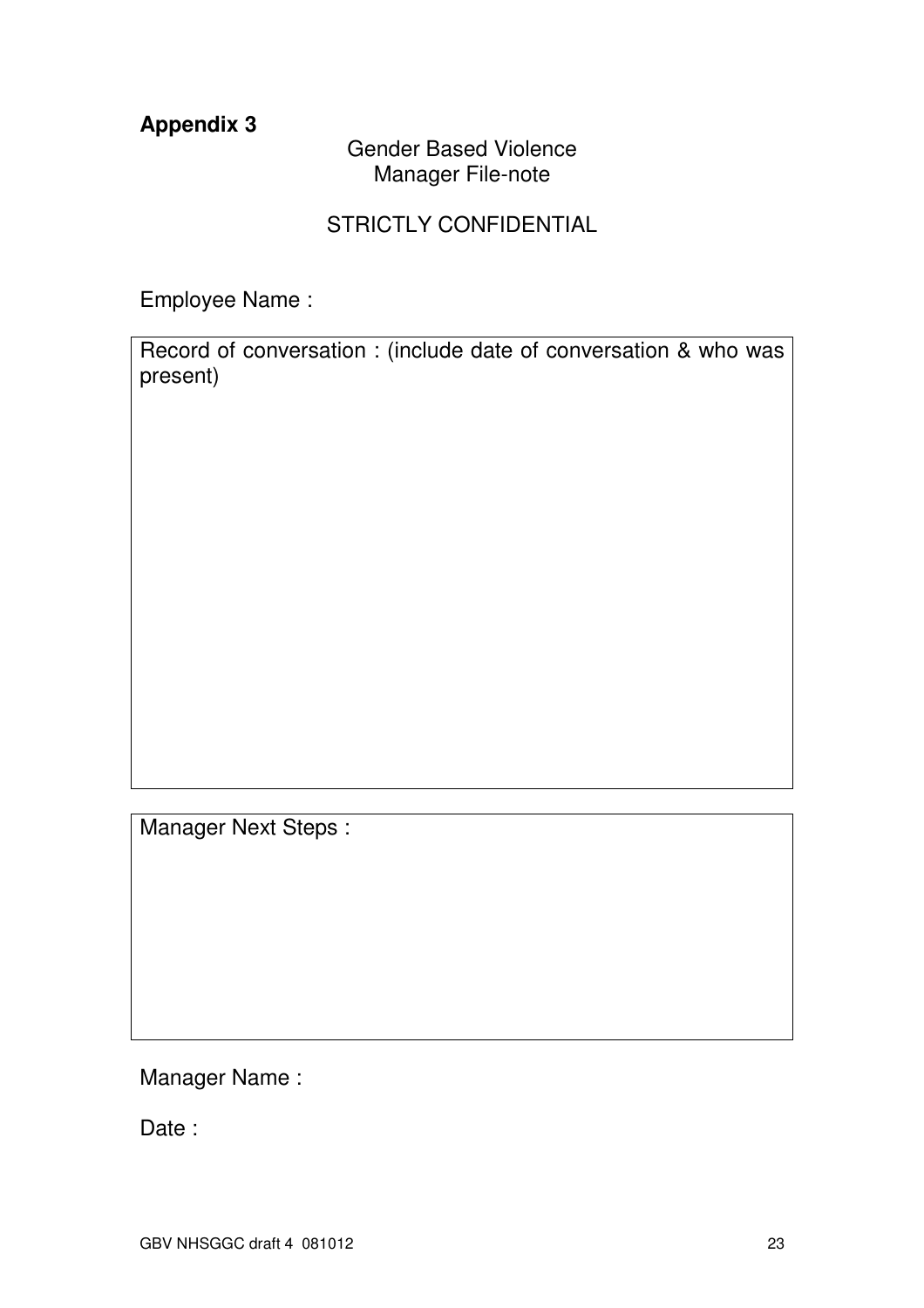**Appendix 3**

Gender Based Violence
Manager File-note

STRICTLY CONFIDENTIAL

Employee Name :

| Record of conversation : (include date of conversation & who was present) |
|---|
| |

| Manager Next Steps : |
|---|
| |

Manager Name :

Date :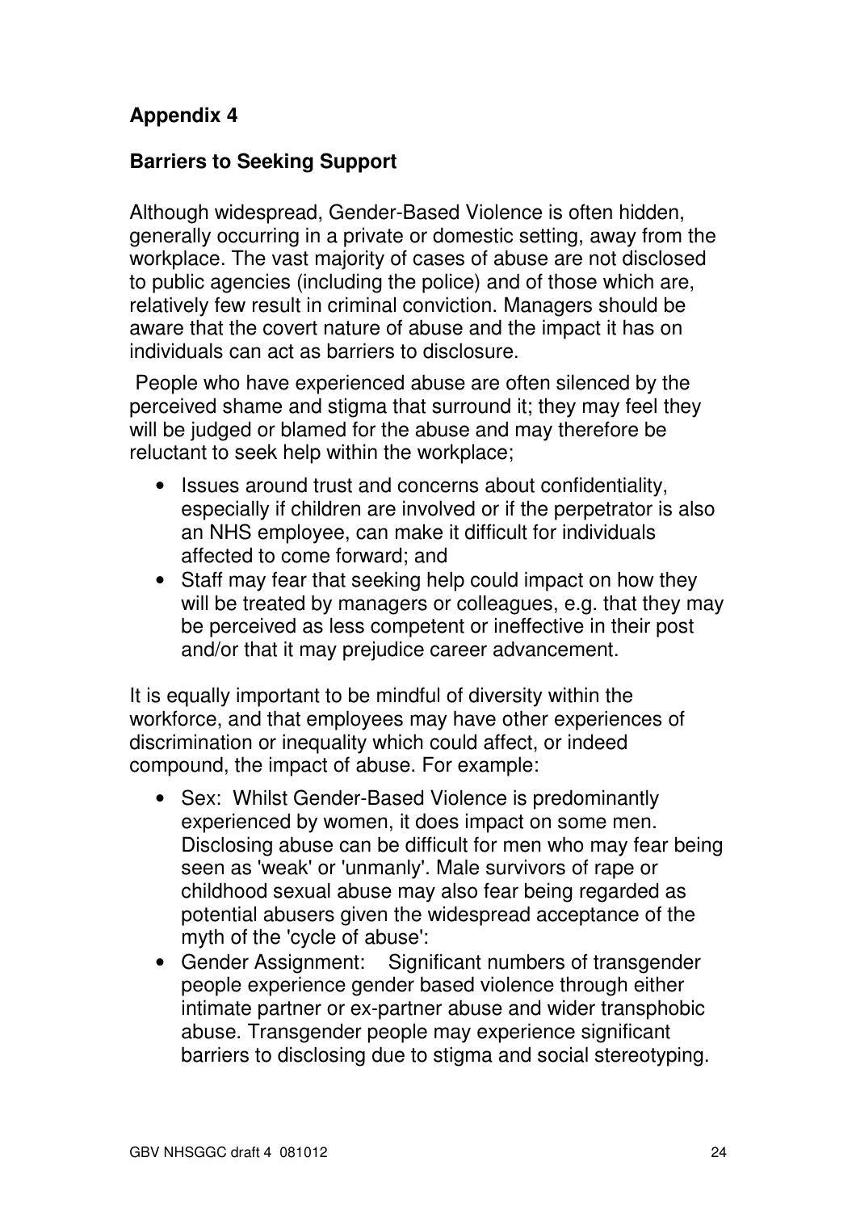## Appendix 4

### Barriers to Seeking Support

Although widespread, Gender-Based Violence is often hidden, generally occurring in a private or domestic setting, away from the workplace. The vast majority of cases of abuse are not disclosed to public agencies (including the police) and of those which are, relatively few result in criminal conviction. Managers should be aware that the covert nature of abuse and the impact it has on individuals can act as barriers to disclosure.

People who have experienced abuse are often silenced by the perceived shame and stigma that surround it; they may feel they will be judged or blamed for the abuse and may therefore be reluctant to seek help within the workplace;

- Issues around trust and concerns about confidentiality, especially if children are involved or if the perpetrator is also an NHS employee, can make it difficult for individuals affected to come forward; and
- Staff may fear that seeking help could impact on how they will be treated by managers or colleagues, e.g. that they may be perceived as less competent or ineffective in their post and/or that it may prejudice career advancement.

It is equally important to be mindful of diversity within the workforce, and that employees may have other experiences of discrimination or inequality which could affect, or indeed compound, the impact of abuse. For example:

- Sex: Whilst Gender-Based Violence is predominantly experienced by women, it does impact on some men. Disclosing abuse can be difficult for men who may fear being seen as 'weak' or 'unmanly'. Male survivors of rape or childhood sexual abuse may also fear being regarded as potential abusers given the widespread acceptance of the myth of the 'cycle of abuse':
- Gender Assignment: Significant numbers of transgender people experience gender based violence through either intimate partner or ex-partner abuse and wider transphobic abuse. Transgender people may experience significant barriers to disclosing due to stigma and social stereotyping.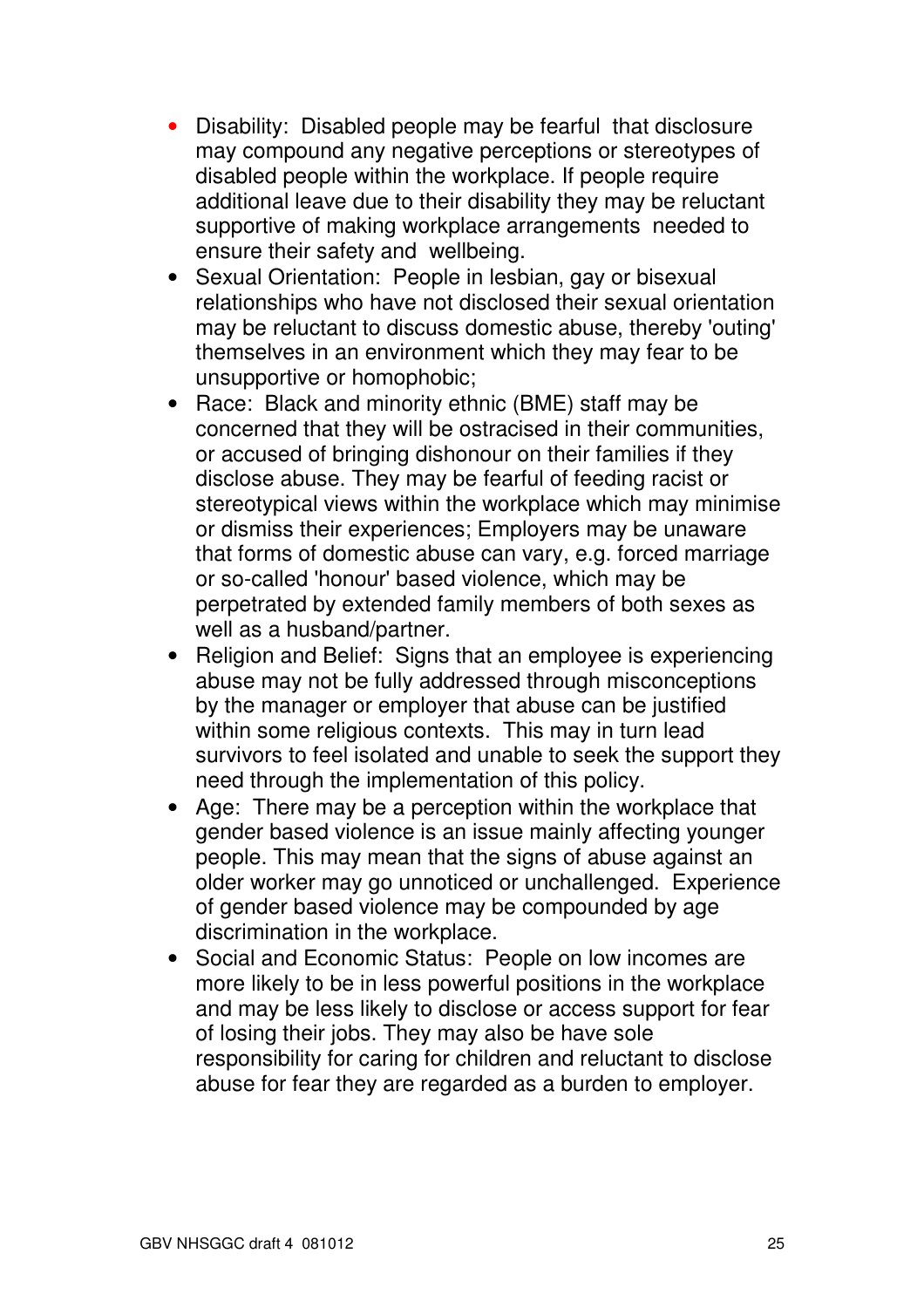- Disability: Disabled people may be fearful that disclosure may compound any negative perceptions or stereotypes of disabled people within the workplace. If people require additional leave due to their disability they may be reluctant supportive of making workplace arrangements needed to ensure their safety and wellbeing.
- Sexual Orientation: People in lesbian, gay or bisexual relationships who have not disclosed their sexual orientation may be reluctant to discuss domestic abuse, thereby 'outing' themselves in an environment which they may fear to be unsupportive or homophobic;
- Race: Black and minority ethnic (BME) staff may be concerned that they will be ostracised in their communities, or accused of bringing dishonour on their families if they disclose abuse. They may be fearful of feeding racist or stereotypical views within the workplace which may minimise or dismiss their experiences; Employers may be unaware that forms of domestic abuse can vary, e.g. forced marriage or so-called 'honour' based violence, which may be perpetrated by extended family members of both sexes as well as a husband/partner.
- Religion and Belief: Signs that an employee is experiencing abuse may not be fully addressed through misconceptions by the manager or employer that abuse can be justified within some religious contexts. This may in turn lead survivors to feel isolated and unable to seek the support they need through the implementation of this policy.
- Age: There may be a perception within the workplace that gender based violence is an issue mainly affecting younger people. This may mean that the signs of abuse against an older worker may go unnoticed or unchallenged. Experience of gender based violence may be compounded by age discrimination in the workplace.
- Social and Economic Status: People on low incomes are more likely to be in less powerful positions in the workplace and may be less likely to disclose or access support for fear of losing their jobs. They may also be have sole responsibility for caring for children and reluctant to disclose abuse for fear they are regarded as a burden to employer.